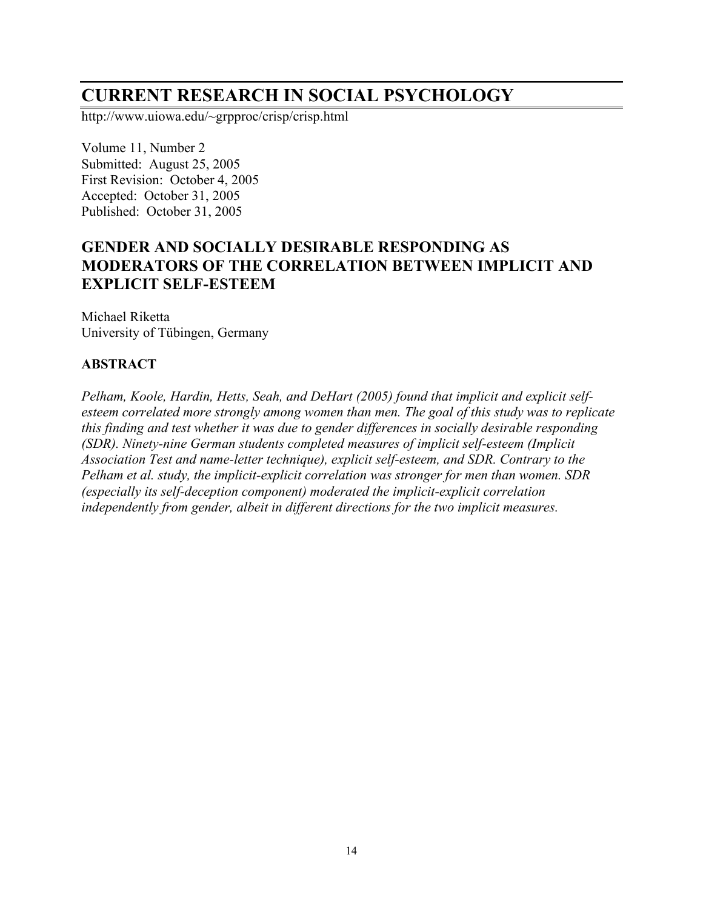# CURRENT RESEARCH IN SOCIAL PSYCHOLOGY

http://www.uiowa.edu/~grpproc/crisp/crisp.html

Volume 11, Number 2
Submitted: August 25, 2005
First Revision: October 4, 2005
Accepted: October 31, 2005
Published: October 31, 2005

## GENDER AND SOCIALLY DESIRABLE RESPONDING AS MODERATORS OF THE CORRELATION BETWEEN IMPLICIT AND EXPLICIT SELF-ESTEEM

Michael Riketta
University of Tübingen, Germany

### ABSTRACT

*Pelham, Koole, Hardin, Hetts, Seah, and DeHart (2005) found that implicit and explicit self-esteem correlated more strongly among women than men. The goal of this study was to replicate this finding and test whether it was due to gender differences in socially desirable responding (SDR). Ninety-nine German students completed measures of implicit self-esteem (Implicit Association Test and name-letter technique), explicit self-esteem, and SDR. Contrary to the Pelham et al. study, the implicit-explicit correlation was stronger for men than women. SDR (especially its self-deception component) moderated the implicit-explicit correlation independently from gender, albeit in different directions for the two implicit measures.*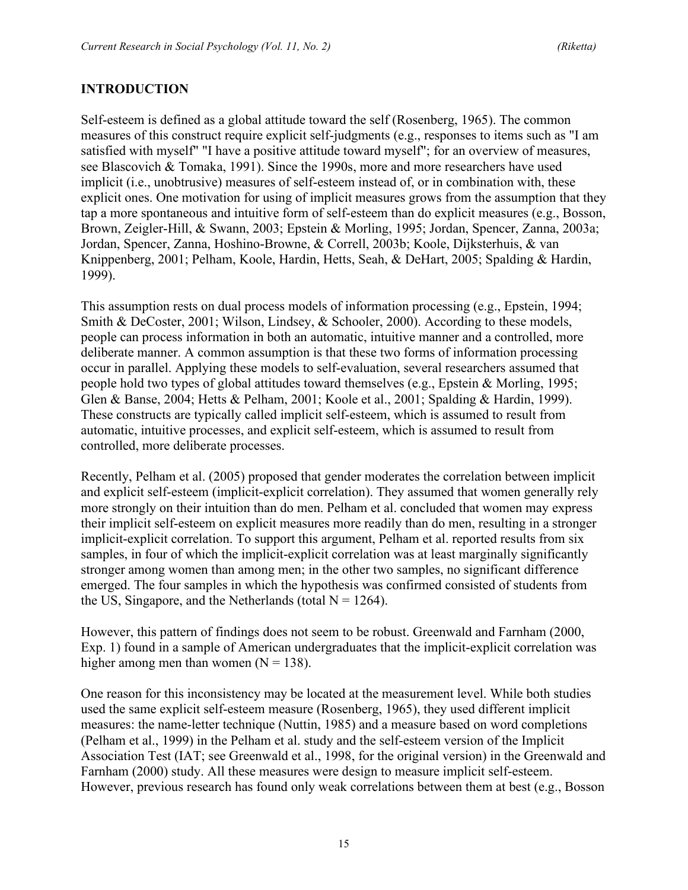## INTRODUCTION

Self-esteem is defined as a global attitude toward the self (Rosenberg, 1965). The common measures of this construct require explicit self-judgments (e.g., responses to items such as "I am satisfied with myself" "I have a positive attitude toward myself"; for an overview of measures, see Blascovich & Tomaka, 1991). Since the 1990s, more and more researchers have used implicit (i.e., unobtrusive) measures of self-esteem instead of, or in combination with, these explicit ones. One motivation for using of implicit measures grows from the assumption that they tap a more spontaneous and intuitive form of self-esteem than do explicit measures (e.g., Bosson, Brown, Zeigler-Hill, & Swann, 2003; Epstein & Morling, 1995; Jordan, Spencer, Zanna, 2003a; Jordan, Spencer, Zanna, Hoshino-Browne, & Correll, 2003b; Koole, Dijksterhuis, & van Knippenberg, 2001; Pelham, Koole, Hardin, Hetts, Seah, & DeHart, 2005; Spalding & Hardin, 1999).

This assumption rests on dual process models of information processing (e.g., Epstein, 1994; Smith & DeCoster, 2001; Wilson, Lindsey, & Schooler, 2000). According to these models, people can process information in both an automatic, intuitive manner and a controlled, more deliberate manner. A common assumption is that these two forms of information processing occur in parallel. Applying these models to self-evaluation, several researchers assumed that people hold two types of global attitudes toward themselves (e.g., Epstein & Morling, 1995; Glen & Banse, 2004; Hetts & Pelham, 2001; Koole et al., 2001; Spalding & Hardin, 1999). These constructs are typically called implicit self-esteem, which is assumed to result from automatic, intuitive processes, and explicit self-esteem, which is assumed to result from controlled, more deliberate processes.

Recently, Pelham et al. (2005) proposed that gender moderates the correlation between implicit and explicit self-esteem (implicit-explicit correlation). They assumed that women generally rely more strongly on their intuition than do men. Pelham et al. concluded that women may express their implicit self-esteem on explicit measures more readily than do men, resulting in a stronger implicit-explicit correlation. To support this argument, Pelham et al. reported results from six samples, in four of which the implicit-explicit correlation was at least marginally significantly stronger among women than among men; in the other two samples, no significant difference emerged. The four samples in which the hypothesis was confirmed consisted of students from the US, Singapore, and the Netherlands (total $N = 1264$).

However, this pattern of findings does not seem to be robust. Greenwald and Farnham (2000, Exp. 1) found in a sample of American undergraduates that the implicit-explicit correlation was higher among men than women ($N = 138$).

One reason for this inconsistency may be located at the measurement level. While both studies used the same explicit self-esteem measure (Rosenberg, 1965), they used different implicit measures: the name-letter technique (Nuttin, 1985) and a measure based on word completions (Pelham et al., 1999) in the Pelham et al. study and the self-esteem version of the Implicit Association Test (IAT; see Greenwald et al., 1998, for the original version) in the Greenwald and Farnham (2000) study. All these measures were design to measure implicit self-esteem. However, previous research has found only weak correlations between them at best (e.g., Bosson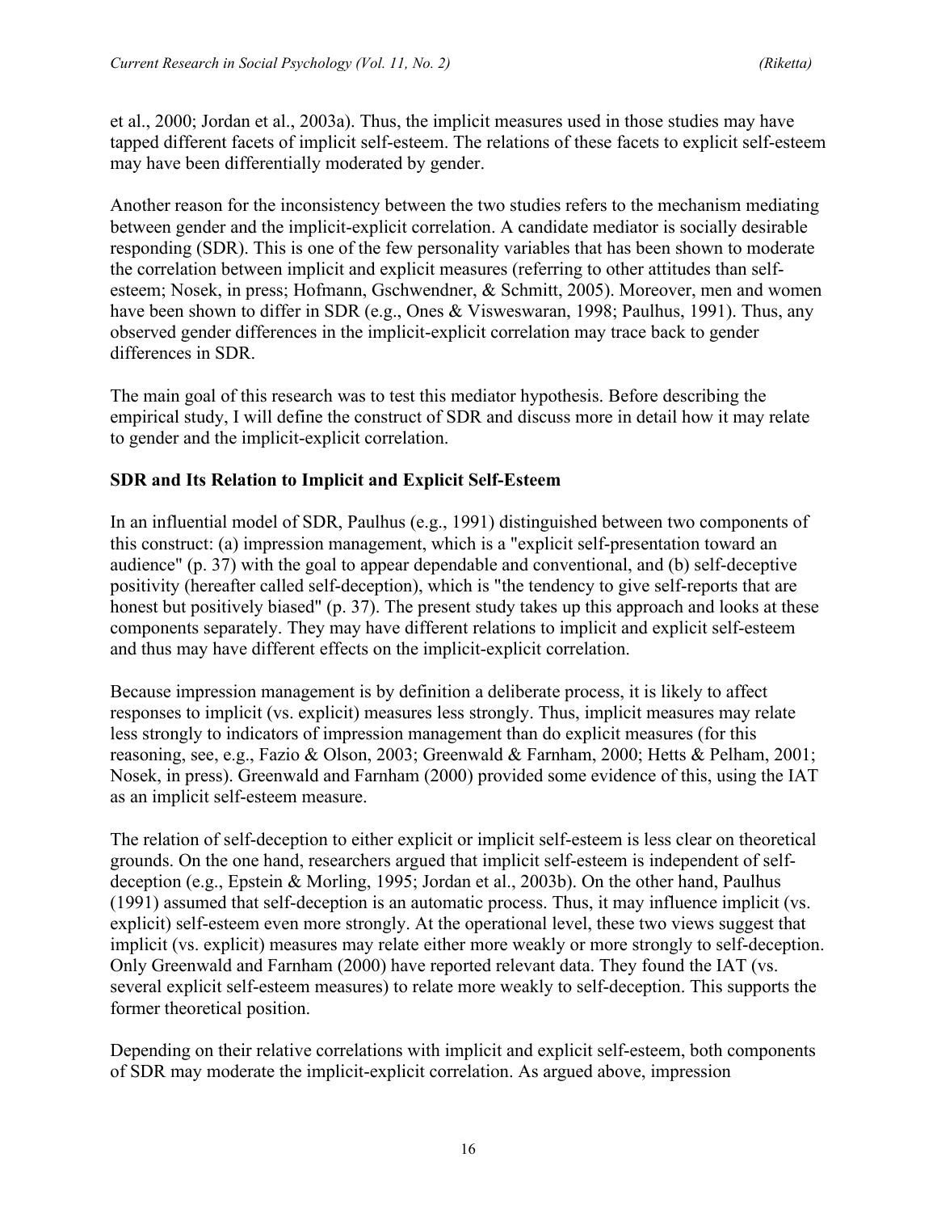et al., 2000; Jordan et al., 2003a). Thus, the implicit measures used in those studies may have tapped different facets of implicit self-esteem. The relations of these facets to explicit self-esteem may have been differentially moderated by gender.

Another reason for the inconsistency between the two studies refers to the mechanism mediating between gender and the implicit-explicit correlation. A candidate mediator is socially desirable responding (SDR). This is one of the few personality variables that has been shown to moderate the correlation between implicit and explicit measures (referring to other attitudes than self-esteem; Nosek, in press; Hofmann, Gschwendner, & Schmitt, 2005). Moreover, men and women have been shown to differ in SDR (e.g., Ones & Visweswaran, 1998; Paulhus, 1991). Thus, any observed gender differences in the implicit-explicit correlation may trace back to gender differences in SDR.

The main goal of this research was to test this mediator hypothesis. Before describing the empirical study, I will define the construct of SDR and discuss more in detail how it may relate to gender and the implicit-explicit correlation.

### SDR and Its Relation to Implicit and Explicit Self-Esteem

In an influential model of SDR, Paulhus (e.g., 1991) distinguished between two components of this construct: (a) impression management, which is a "explicit self-presentation toward an audience" (p. 37) with the goal to appear dependable and conventional, and (b) self-deceptive positivity (hereafter called self-deception), which is "the tendency to give self-reports that are honest but positively biased" (p. 37). The present study takes up this approach and looks at these components separately. They may have different relations to implicit and explicit self-esteem and thus may have different effects on the implicit-explicit correlation.

Because impression management is by definition a deliberate process, it is likely to affect responses to implicit (vs. explicit) measures less strongly. Thus, implicit measures may relate less strongly to indicators of impression management than do explicit measures (for this reasoning, see, e.g., Fazio & Olson, 2003; Greenwald & Farnham, 2000; Hetts & Pelham, 2001; Nosek, in press). Greenwald and Farnham (2000) provided some evidence of this, using the IAT as an implicit self-esteem measure.

The relation of self-deception to either explicit or implicit self-esteem is less clear on theoretical grounds. On the one hand, researchers argued that implicit self-esteem is independent of self-deception (e.g., Epstein & Morling, 1995; Jordan et al., 2003b). On the other hand, Paulhus (1991) assumed that self-deception is an automatic process. Thus, it may influence implicit (vs. explicit) self-esteem even more strongly. At the operational level, these two views suggest that implicit (vs. explicit) measures may relate either more weakly or more strongly to self-deception. Only Greenwald and Farnham (2000) have reported relevant data. They found the IAT (vs. several explicit self-esteem measures) to relate more weakly to self-deception. This supports the former theoretical position.

Depending on their relative correlations with implicit and explicit self-esteem, both components of SDR may moderate the implicit-explicit correlation. As argued above, impression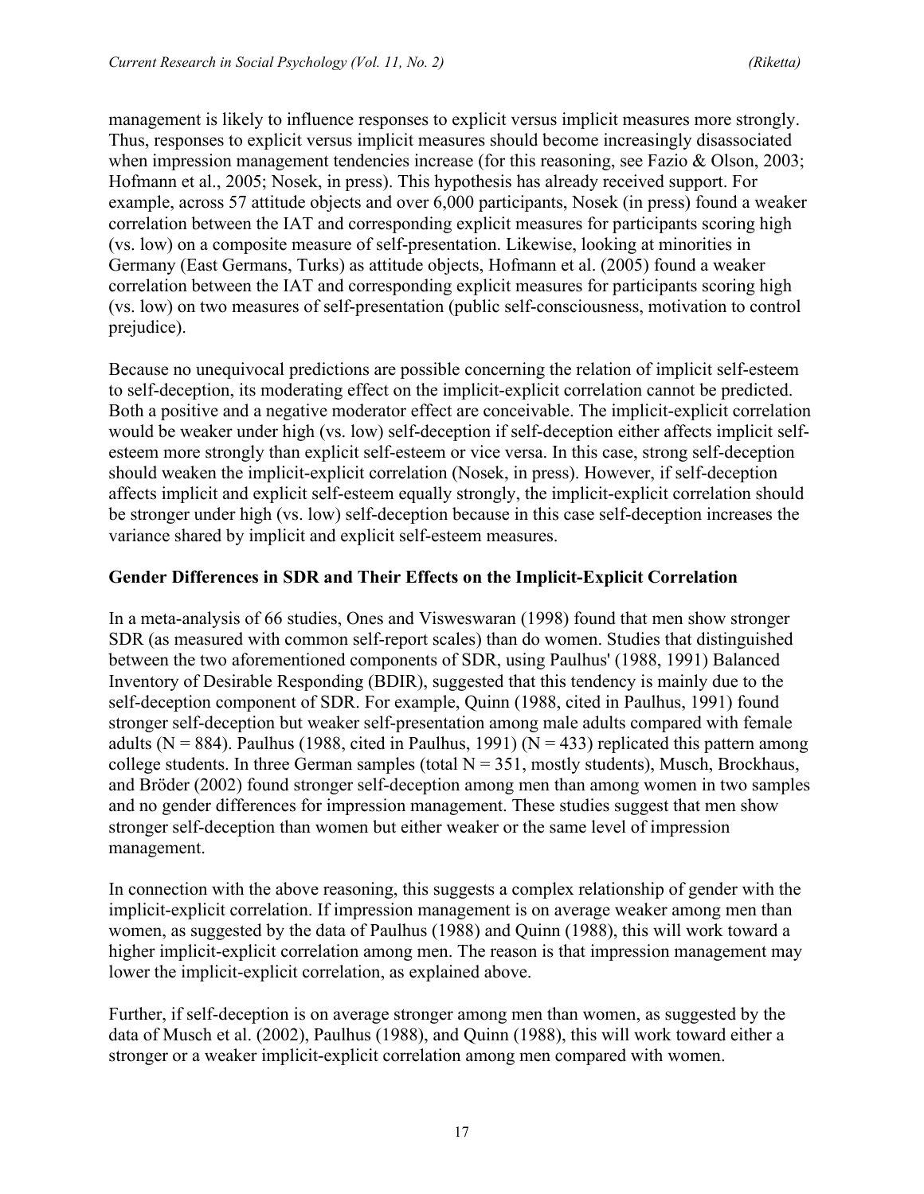management is likely to influence responses to explicit versus implicit measures more strongly. Thus, responses to explicit versus implicit measures should become increasingly disassociated when impression management tendencies increase (for this reasoning, see Fazio & Olson, 2003; Hofmann et al., 2005; Nosek, in press). This hypothesis has already received support. For example, across 57 attitude objects and over 6,000 participants, Nosek (in press) found a weaker correlation between the IAT and corresponding explicit measures for participants scoring high (vs. low) on a composite measure of self-presentation. Likewise, looking at minorities in Germany (East Germans, Turks) as attitude objects, Hofmann et al. (2005) found a weaker correlation between the IAT and corresponding explicit measures for participants scoring high (vs. low) on two measures of self-presentation (public self-consciousness, motivation to control prejudice).

Because no unequivocal predictions are possible concerning the relation of implicit self-esteem to self-deception, its moderating effect on the implicit-explicit correlation cannot be predicted. Both a positive and a negative moderator effect are conceivable. The implicit-explicit correlation would be weaker under high (vs. low) self-deception if self-deception either affects implicit self-esteem more strongly than explicit self-esteem or vice versa. In this case, strong self-deception should weaken the implicit-explicit correlation (Nosek, in press). However, if self-deception affects implicit and explicit self-esteem equally strongly, the implicit-explicit correlation should be stronger under high (vs. low) self-deception because in this case self-deception increases the variance shared by implicit and explicit self-esteem measures.

### Gender Differences in SDR and Their Effects on the Implicit-Explicit Correlation

In a meta-analysis of 66 studies, Ones and Visweswaran (1998) found that men show stronger SDR (as measured with common self-report scales) than do women. Studies that distinguished between the two aforementioned components of SDR, using Paulhus' (1988, 1991) Balanced Inventory of Desirable Responding (BDIR), suggested that this tendency is mainly due to the self-deception component of SDR. For example, Quinn (1988, cited in Paulhus, 1991) found stronger self-deception but weaker self-presentation among male adults compared with female adults ($N = 884$). Paulhus (1988, cited in Paulhus, 1991) ($N = 433$) replicated this pattern among college students. In three German samples (total $N = 351$, mostly students), Musch, Brockhaus, and Bröder (2002) found stronger self-deception among men than among women in two samples and no gender differences for impression management. These studies suggest that men show stronger self-deception than women but either weaker or the same level of impression management.

In connection with the above reasoning, this suggests a complex relationship of gender with the implicit-explicit correlation. If impression management is on average weaker among men than women, as suggested by the data of Paulhus (1988) and Quinn (1988), this will work toward a higher implicit-explicit correlation among men. The reason is that impression management may lower the implicit-explicit correlation, as explained above.

Further, if self-deception is on average stronger among men than women, as suggested by the data of Musch et al. (2002), Paulhus (1988), and Quinn (1988), this will work toward either a stronger or a weaker implicit-explicit correlation among men compared with women.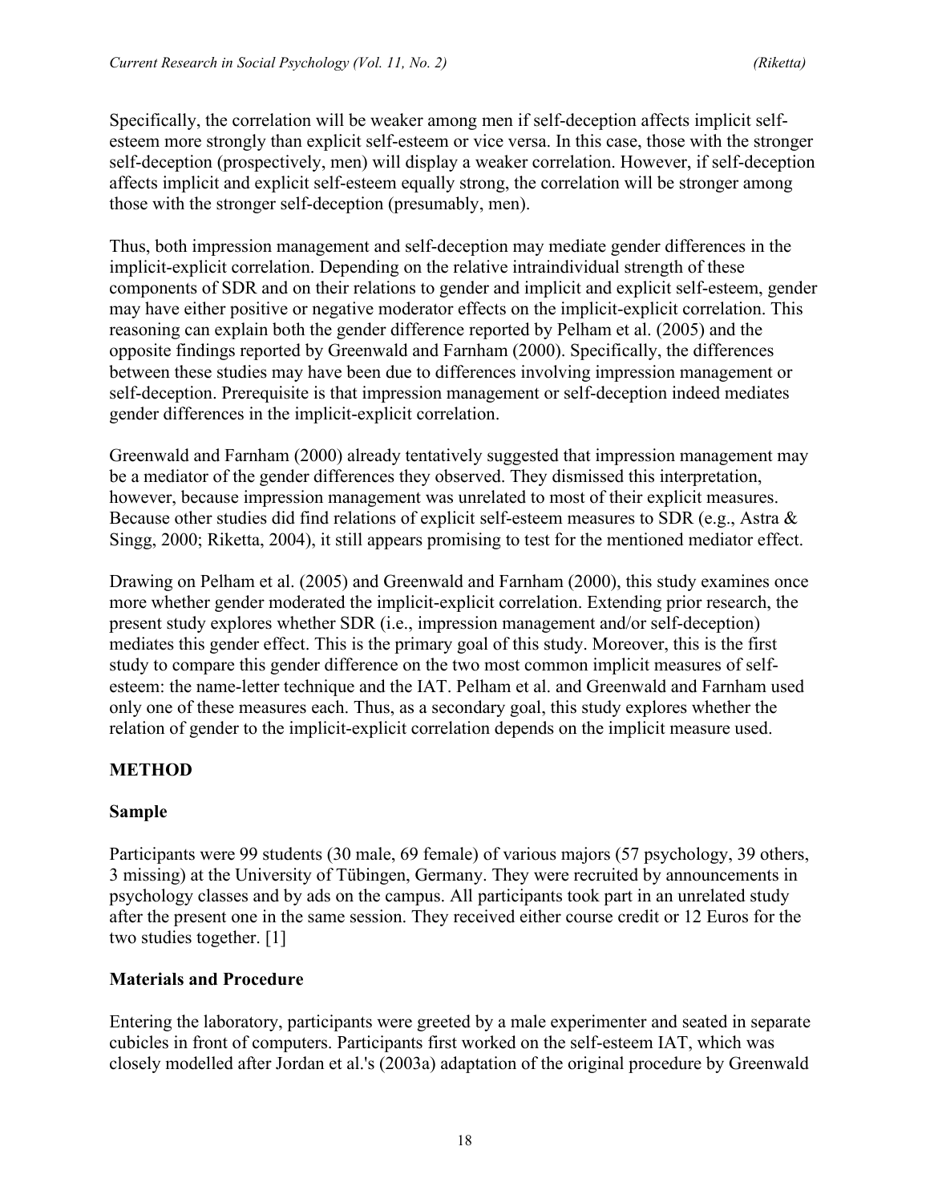Specifically, the correlation will be weaker among men if self-deception affects implicit self-esteem more strongly than explicit self-esteem or vice versa. In this case, those with the stronger self-deception (prospectively, men) will display a weaker correlation. However, if self-deception affects implicit and explicit self-esteem equally strong, the correlation will be stronger among those with the stronger self-deception (presumably, men).

Thus, both impression management and self-deception may mediate gender differences in the implicit-explicit correlation. Depending on the relative intraindividual strength of these components of SDR and on their relations to gender and implicit and explicit self-esteem, gender may have either positive or negative moderator effects on the implicit-explicit correlation. This reasoning can explain both the gender difference reported by Pelham et al. (2005) and the opposite findings reported by Greenwald and Farnham (2000). Specifically, the differences between these studies may have been due to differences involving impression management or self-deception. Prerequisite is that impression management or self-deception indeed mediates gender differences in the implicit-explicit correlation.

Greenwald and Farnham (2000) already tentatively suggested that impression management may be a mediator of the gender differences they observed. They dismissed this interpretation, however, because impression management was unrelated to most of their explicit measures. Because other studies did find relations of explicit self-esteem measures to SDR (e.g., Astra & Singg, 2000; Riketta, 2004), it still appears promising to test for the mentioned mediator effect.

Drawing on Pelham et al. (2005) and Greenwald and Farnham (2000), this study examines once more whether gender moderated the implicit-explicit correlation. Extending prior research, the present study explores whether SDR (i.e., impression management and/or self-deception) mediates this gender effect. This is the primary goal of this study. Moreover, this is the first study to compare this gender difference on the two most common implicit measures of self-esteem: the name-letter technique and the IAT. Pelham et al. and Greenwald and Farnham used only one of these measures each. Thus, as a secondary goal, this study explores whether the relation of gender to the implicit-explicit correlation depends on the implicit measure used.

## METHOD

### Sample

Participants were 99 students (30 male, 69 female) of various majors (57 psychology, 39 others, 3 missing) at the University of Tübingen, Germany. They were recruited by announcements in psychology classes and by ads on the campus. All participants took part in an unrelated study after the present one in the same session. They received either course credit or 12 Euros for the two studies together. [1]

### Materials and Procedure

Entering the laboratory, participants were greeted by a male experimenter and seated in separate cubicles in front of computers. Participants first worked on the self-esteem IAT, which was closely modelled after Jordan et al.'s (2003a) adaptation of the original procedure by Greenwald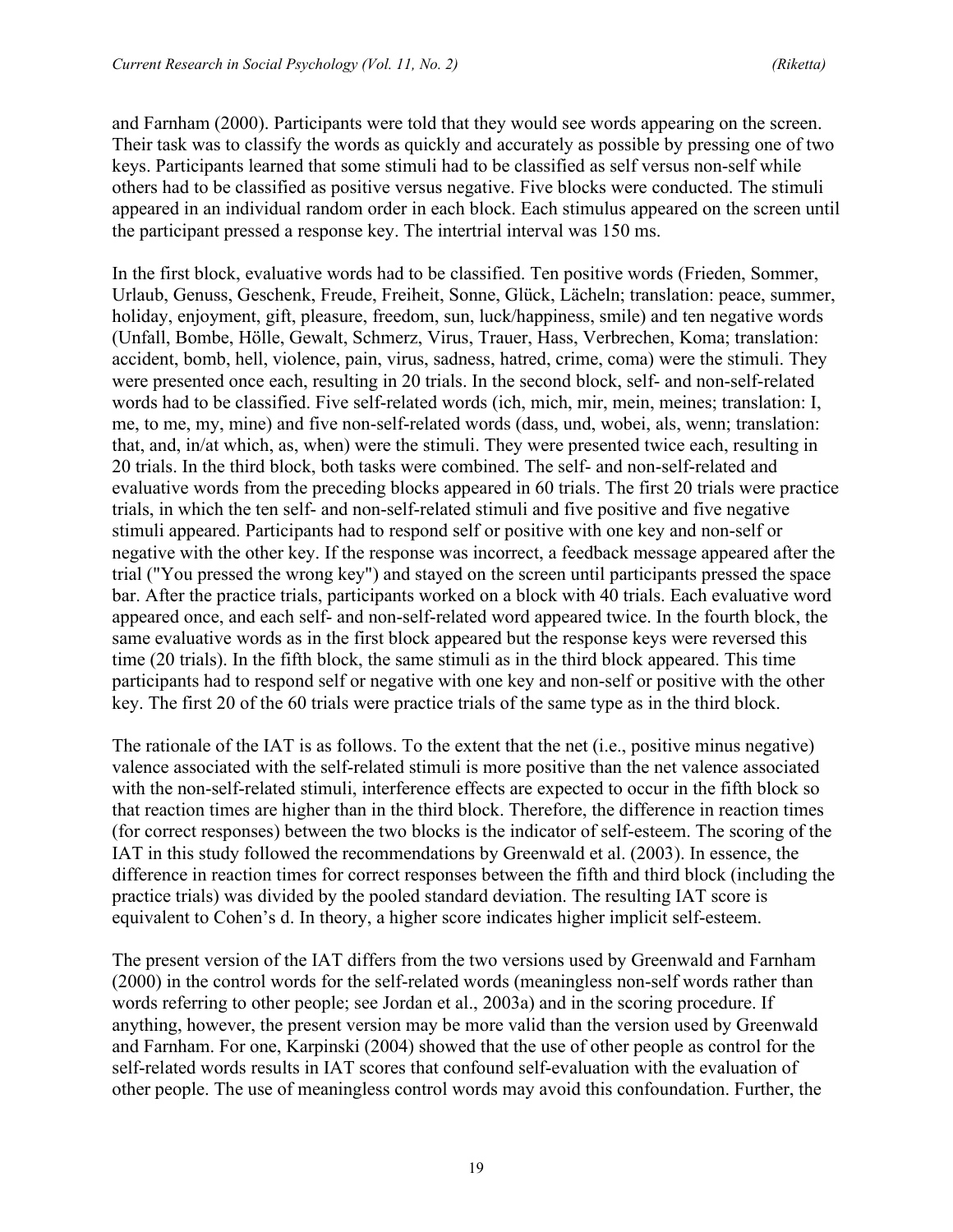and Farnham (2000). Participants were told that they would see words appearing on the screen. Their task was to classify the words as quickly and accurately as possible by pressing one of two keys. Participants learned that some stimuli had to be classified as self versus non-self while others had to be classified as positive versus negative. Five blocks were conducted. The stimuli appeared in an individual random order in each block. Each stimulus appeared on the screen until the participant pressed a response key. The intertrial interval was 150 ms.

In the first block, evaluative words had to be classified. Ten positive words (Frieden, Sommer, Urlaub, Genuss, Geschenk, Freude, Freiheit, Sonne, Glück, Lächeln; translation: peace, summer, holiday, enjoyment, gift, pleasure, freedom, sun, luck/happiness, smile) and ten negative words (Unfall, Bombe, Hölle, Gewalt, Schmerz, Virus, Trauer, Hass, Verbrechen, Koma; translation: accident, bomb, hell, violence, pain, virus, sadness, hatred, crime, coma) were the stimuli. They were presented once each, resulting in 20 trials. In the second block, self- and non-self-related words had to be classified. Five self-related words (ich, mich, mir, mein, meines; translation: I, me, to me, my, mine) and five non-self-related words (dass, und, wobei, als, wenn; translation: that, and, in/at which, as, when) were the stimuli. They were presented twice each, resulting in 20 trials. In the third block, both tasks were combined. The self- and non-self-related and evaluative words from the preceding blocks appeared in 60 trials. The first 20 trials were practice trials, in which the ten self- and non-self-related stimuli and five positive and five negative stimuli appeared. Participants had to respond self or positive with one key and non-self or negative with the other key. If the response was incorrect, a feedback message appeared after the trial ("You pressed the wrong key") and stayed on the screen until participants pressed the space bar. After the practice trials, participants worked on a block with 40 trials. Each evaluative word appeared once, and each self- and non-self-related word appeared twice. In the fourth block, the same evaluative words as in the first block appeared but the response keys were reversed this time (20 trials). In the fifth block, the same stimuli as in the third block appeared. This time participants had to respond self or negative with one key and non-self or positive with the other key. The first 20 of the 60 trials were practice trials of the same type as in the third block.

The rationale of the IAT is as follows. To the extent that the net (i.e., positive minus negative) valence associated with the self-related stimuli is more positive than the net valence associated with the non-self-related stimuli, interference effects are expected to occur in the fifth block so that reaction times are higher than in the third block. Therefore, the difference in reaction times (for correct responses) between the two blocks is the indicator of self-esteem. The scoring of the IAT in this study followed the recommendations by Greenwald et al. (2003). In essence, the difference in reaction times for correct responses between the fifth and third block (including the practice trials) was divided by the pooled standard deviation. The resulting IAT score is equivalent to Cohen's d. In theory, a higher score indicates higher implicit self-esteem.

The present version of the IAT differs from the two versions used by Greenwald and Farnham (2000) in the control words for the self-related words (meaningless non-self words rather than words referring to other people; see Jordan et al., 2003a) and in the scoring procedure. If anything, however, the present version may be more valid than the version used by Greenwald and Farnham. For one, Karpinski (2004) showed that the use of other people as control for the self-related words results in IAT scores that confound self-evaluation with the evaluation of other people. The use of meaningless control words may avoid this confoundation. Further, the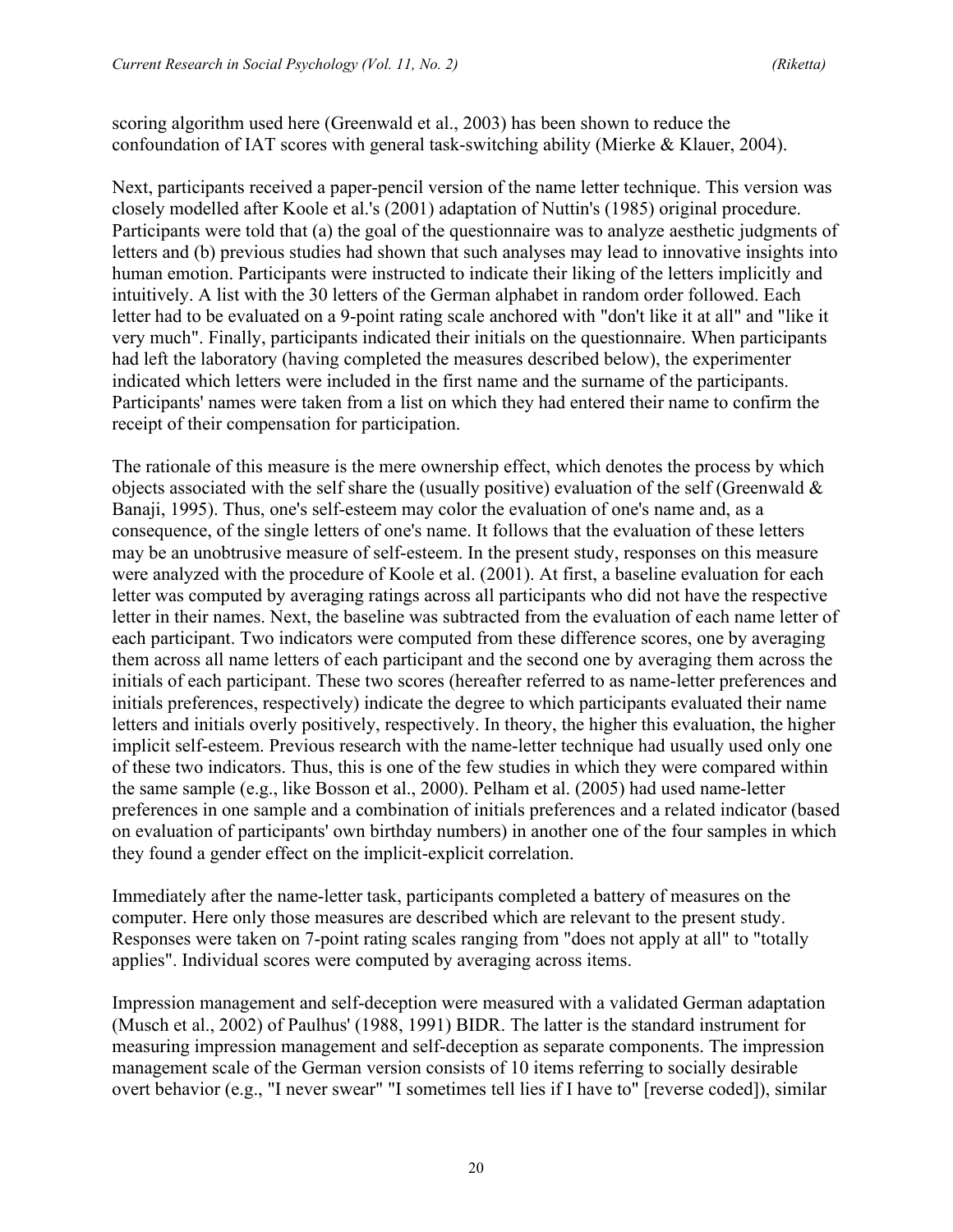scoring algorithm used here (Greenwald et al., 2003) has been shown to reduce the confoundation of IAT scores with general task-switching ability (Mierke & Klauer, 2004).

Next, participants received a paper-pencil version of the name letter technique. This version was closely modelled after Koole et al.'s (2001) adaptation of Nuttin's (1985) original procedure. Participants were told that (a) the goal of the questionnaire was to analyze aesthetic judgments of letters and (b) previous studies had shown that such analyses may lead to innovative insights into human emotion. Participants were instructed to indicate their liking of the letters implicitly and intuitively. A list with the 30 letters of the German alphabet in random order followed. Each letter had to be evaluated on a 9-point rating scale anchored with "don't like it at all" and "like it very much". Finally, participants indicated their initials on the questionnaire. When participants had left the laboratory (having completed the measures described below), the experimenter indicated which letters were included in the first name and the surname of the participants. Participants' names were taken from a list on which they had entered their name to confirm the receipt of their compensation for participation.

The rationale of this measure is the mere ownership effect, which denotes the process by which objects associated with the self share the (usually positive) evaluation of the self (Greenwald & Banaji, 1995). Thus, one's self-esteem may color the evaluation of one's name and, as a consequence, of the single letters of one's name. It follows that the evaluation of these letters may be an unobtrusive measure of self-esteem. In the present study, responses on this measure were analyzed with the procedure of Koole et al. (2001). At first, a baseline evaluation for each letter was computed by averaging ratings across all participants who did not have the respective letter in their names. Next, the baseline was subtracted from the evaluation of each name letter of each participant. Two indicators were computed from these difference scores, one by averaging them across all name letters of each participant and the second one by averaging them across the initials of each participant. These two scores (hereafter referred to as name-letter preferences and initials preferences, respectively) indicate the degree to which participants evaluated their name letters and initials overly positively, respectively. In theory, the higher this evaluation, the higher implicit self-esteem. Previous research with the name-letter technique had usually used only one of these two indicators. Thus, this is one of the few studies in which they were compared within the same sample (e.g., like Bosson et al., 2000). Pelham et al. (2005) had used name-letter preferences in one sample and a combination of initials preferences and a related indicator (based on evaluation of participants' own birthday numbers) in another one of the four samples in which they found a gender effect on the implicit-explicit correlation.

Immediately after the name-letter task, participants completed a battery of measures on the computer. Here only those measures are described which are relevant to the present study. Responses were taken on 7-point rating scales ranging from "does not apply at all" to "totally applies". Individual scores were computed by averaging across items.

Impression management and self-deception were measured with a validated German adaptation (Musch et al., 2002) of Paulhus' (1988, 1991) BIDR. The latter is the standard instrument for measuring impression management and self-deception as separate components. The impression management scale of the German version consists of 10 items referring to socially desirable overt behavior (e.g., "I never swear" "I sometimes tell lies if I have to" [reverse coded]), similar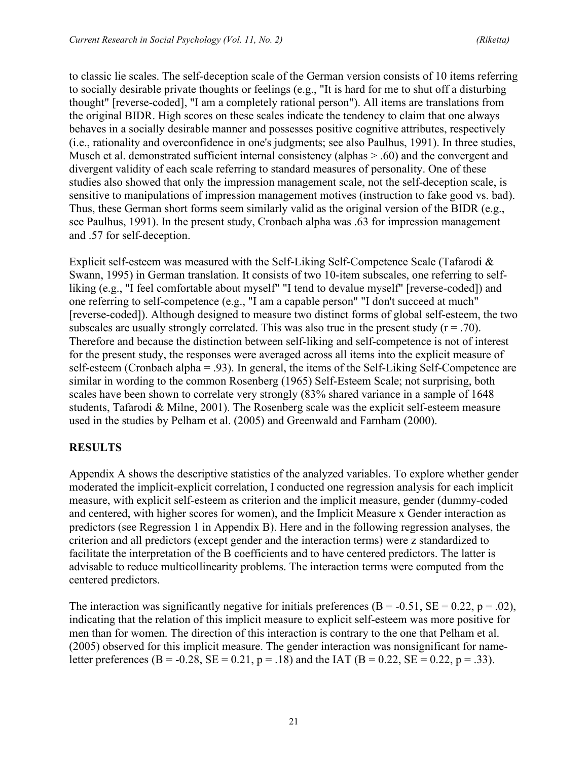to classic lie scales. The self-deception scale of the German version consists of 10 items referring to socially desirable private thoughts or feelings (e.g., "It is hard for me to shut off a disturbing thought" [reverse-coded], "I am a completely rational person"). All items are translations from the original BIDR. High scores on these scales indicate the tendency to claim that one always behaves in a socially desirable manner and possesses positive cognitive attributes, respectively (i.e., rationality and overconfidence in one's judgments; see also Paulhus, 1991). In three studies, Musch et al. demonstrated sufficient internal consistency (alphas > .60) and the convergent and divergent validity of each scale referring to standard measures of personality. One of these studies also showed that only the impression management scale, not the self-deception scale, is sensitive to manipulations of impression management motives (instruction to fake good vs. bad). Thus, these German short forms seem similarly valid as the original version of the BIDR (e.g., see Paulhus, 1991). In the present study, Cronbach alpha was .63 for impression management and .57 for self-deception.

Explicit self-esteem was measured with the Self-Liking Self-Competence Scale (Tafarodi & Swann, 1995) in German translation. It consists of two 10-item subscales, one referring to self-liking (e.g., "I feel comfortable about myself" "I tend to devalue myself" [reverse-coded]) and one referring to self-competence (e.g., "I am a capable person" "I don't succeed at much" [reverse-coded]). Although designed to measure two distinct forms of global self-esteem, the two subscales are usually strongly correlated. This was also true in the present study ($r = .70$). Therefore and because the distinction between self-liking and self-competence is not of interest for the present study, the responses were averaged across all items into the explicit measure of self-esteem (Cronbach alpha = .93). In general, the items of the Self-Liking Self-Competence are similar in wording to the common Rosenberg (1965) Self-Esteem Scale; not surprising, both scales have been shown to correlate very strongly (83% shared variance in a sample of 1648 students, Tafarodi & Milne, 2001). The Rosenberg scale was the explicit self-esteem measure used in the studies by Pelham et al. (2005) and Greenwald and Farnham (2000).

## RESULTS

Appendix A shows the descriptive statistics of the analyzed variables. To explore whether gender moderated the implicit-explicit correlation, I conducted one regression analysis for each implicit measure, with explicit self-esteem as criterion and the implicit measure, gender (dummy-coded and centered, with higher scores for women), and the Implicit Measure x Gender interaction as predictors (see Regression 1 in Appendix B). Here and in the following regression analyses, the criterion and all predictors (except gender and the interaction terms) were z standardized to facilitate the interpretation of the B coefficients and to have centered predictors. The latter is advisable to reduce multicollinearity problems. The interaction terms were computed from the centered predictors.

The interaction was significantly negative for initials preferences ($B = -0.51$, $SE = 0.22$, $p = .02$), indicating that the relation of this implicit measure to explicit self-esteem was more positive for men than for women. The direction of this interaction is contrary to the one that Pelham et al. (2005) observed for this implicit measure. The gender interaction was nonsignificant for name-letter preferences ($B = -0.28$, $SE = 0.21$, $p = .18$) and the IAT ($B = 0.22$, $SE = 0.22$, $p = .33$).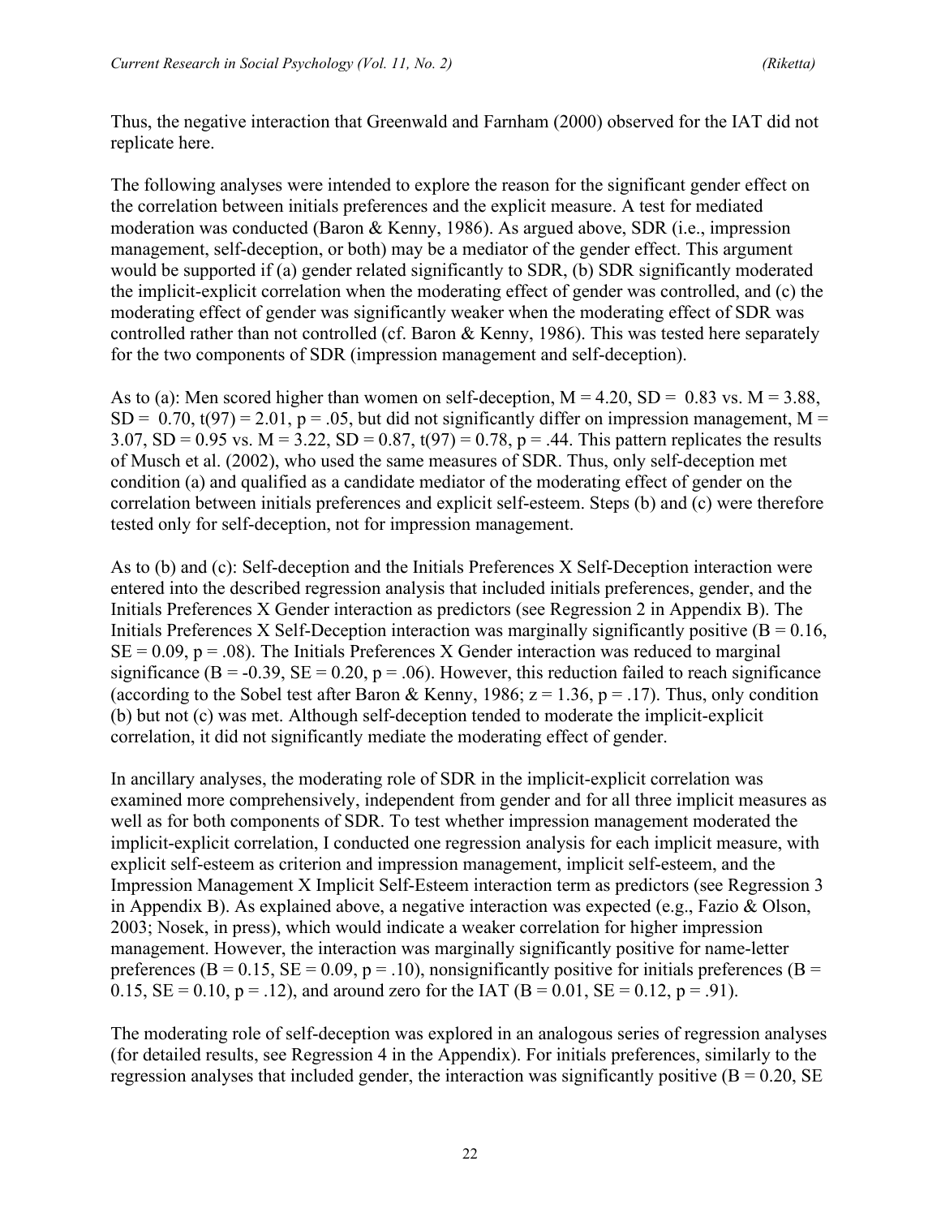Thus, the negative interaction that Greenwald and Farnham (2000) observed for the IAT did not replicate here.

The following analyses were intended to explore the reason for the significant gender effect on the correlation between initials preferences and the explicit measure. A test for mediated moderation was conducted (Baron & Kenny, 1986). As argued above, SDR (i.e., impression management, self-deception, or both) may be a mediator of the gender effect. This argument would be supported if (a) gender related significantly to SDR, (b) SDR significantly moderated the implicit-explicit correlation when the moderating effect of gender was controlled, and (c) the moderating effect of gender was significantly weaker when the moderating effect of SDR was controlled rather than not controlled (cf. Baron & Kenny, 1986). This was tested here separately for the two components of SDR (impression management and self-deception).

As to (a): Men scored higher than women on self-deception, $M = 4.20$, $SD = 0.83$ vs. $M = 3.88$, $SD = 0.70$, $t(97) = 2.01$, $p = .05$, but did not significantly differ on impression management, $M = 3.07$, $SD = 0.95$ vs. $M = 3.22$, $SD = 0.87$, $t(97) = 0.78$, $p = .44$. This pattern replicates the results of Musch et al. (2002), who used the same measures of SDR. Thus, only self-deception met condition (a) and qualified as a candidate mediator of the moderating effect of gender on the correlation between initials preferences and explicit self-esteem. Steps (b) and (c) were therefore tested only for self-deception, not for impression management.

As to (b) and (c): Self-deception and the Initials Preferences X Self-Deception interaction were entered into the described regression analysis that included initials preferences, gender, and the Initials Preferences X Gender interaction as predictors (see Regression 2 in Appendix B). The Initials Preferences X Self-Deception interaction was marginally significantly positive ($B = 0.16$, $SE = 0.09$, $p = .08$). The Initials Preferences X Gender interaction was reduced to marginal significance ($B = -0.39$, $SE = 0.20$, $p = .06$). However, this reduction failed to reach significance (according to the Sobel test after Baron & Kenny, 1986; $z = 1.36$, $p = .17$). Thus, only condition (b) but not (c) was met. Although self-deception tended to moderate the implicit-explicit correlation, it did not significantly mediate the moderating effect of gender.

In ancillary analyses, the moderating role of SDR in the implicit-explicit correlation was examined more comprehensively, independent from gender and for all three implicit measures as well as for both components of SDR. To test whether impression management moderated the implicit-explicit correlation, I conducted one regression analysis for each implicit measure, with explicit self-esteem as criterion and impression management, implicit self-esteem, and the Impression Management X Implicit Self-Esteem interaction term as predictors (see Regression 3 in Appendix B). As explained above, a negative interaction was expected (e.g., Fazio & Olson, 2003; Nosek, in press), which would indicate a weaker correlation for higher impression management. However, the interaction was marginally significantly positive for name-letter preferences ($B = 0.15$, $SE = 0.09$, $p = .10$), nonsignificantly positive for initials preferences ($B = 0.15$, $SE = 0.10$, $p = .12$), and around zero for the IAT ($B = 0.01$, $SE = 0.12$, $p = .91$).

The moderating role of self-deception was explored in an analogous series of regression analyses (for detailed results, see Regression 4 in the Appendix). For initials preferences, similarly to the regression analyses that included gender, the interaction was significantly positive ($B = 0.20$, SE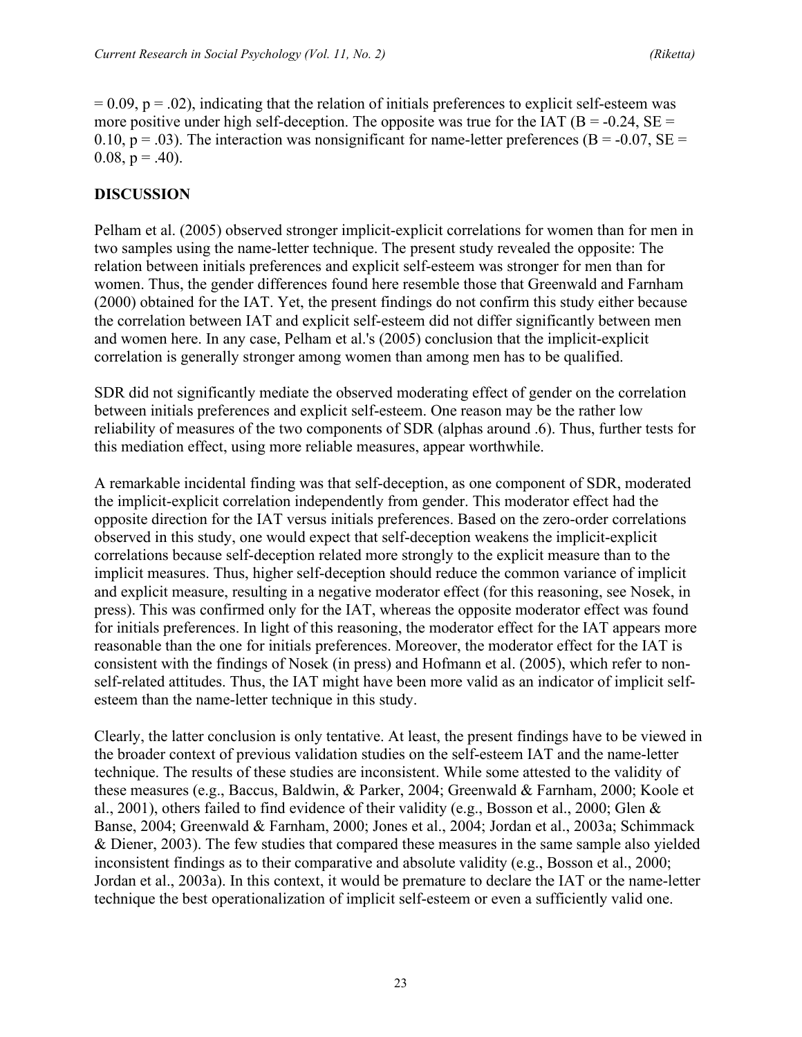= 0.09, $p = .02$), indicating that the relation of initials preferences to explicit self-esteem was more positive under high self-deception. The opposite was true for the IAT ($B = -0.24$, $SE = 0.10$, $p = .03$). The interaction was nonsignificant for name-letter preferences ($B = -0.07$, $SE = 0.08$, $p = .40$).

## DISCUSSION

Pelham et al. (2005) observed stronger implicit-explicit correlations for women than for men in two samples using the name-letter technique. The present study revealed the opposite: The relation between initials preferences and explicit self-esteem was stronger for men than for women. Thus, the gender differences found here resemble those that Greenwald and Farnham (2000) obtained for the IAT. Yet, the present findings do not confirm this study either because the correlation between IAT and explicit self-esteem did not differ significantly between men and women here. In any case, Pelham et al.'s (2005) conclusion that the implicit-explicit correlation is generally stronger among women than among men has to be qualified.

SDR did not significantly mediate the observed moderating effect of gender on the correlation between initials preferences and explicit self-esteem. One reason may be the rather low reliability of measures of the two components of SDR (alphas around .6). Thus, further tests for this mediation effect, using more reliable measures, appear worthwhile.

A remarkable incidental finding was that self-deception, as one component of SDR, moderated the implicit-explicit correlation independently from gender. This moderator effect had the opposite direction for the IAT versus initials preferences. Based on the zero-order correlations observed in this study, one would expect that self-deception weakens the implicit-explicit correlations because self-deception related more strongly to the explicit measure than to the implicit measures. Thus, higher self-deception should reduce the common variance of implicit and explicit measure, resulting in a negative moderator effect (for this reasoning, see Nosek, in press). This was confirmed only for the IAT, whereas the opposite moderator effect was found for initials preferences. In light of this reasoning, the moderator effect for the IAT appears more reasonable than the one for initials preferences. Moreover, the moderator effect for the IAT is consistent with the findings of Nosek (in press) and Hofmann et al. (2005), which refer to non-self-related attitudes. Thus, the IAT might have been more valid as an indicator of implicit self-esteem than the name-letter technique in this study.

Clearly, the latter conclusion is only tentative. At least, the present findings have to be viewed in the broader context of previous validation studies on the self-esteem IAT and the name-letter technique. The results of these studies are inconsistent. While some attested to the validity of these measures (e.g., Baccus, Baldwin, & Parker, 2004; Greenwald & Farnham, 2000; Koole et al., 2001), others failed to find evidence of their validity (e.g., Bosson et al., 2000; Glen & Banse, 2004; Greenwald & Farnham, 2000; Jones et al., 2004; Jordan et al., 2003a; Schimmack & Diener, 2003). The few studies that compared these measures in the same sample also yielded inconsistent findings as to their comparative and absolute validity (e.g., Bosson et al., 2000; Jordan et al., 2003a). In this context, it would be premature to declare the IAT or the name-letter technique the best operationalization of implicit self-esteem or even a sufficiently valid one.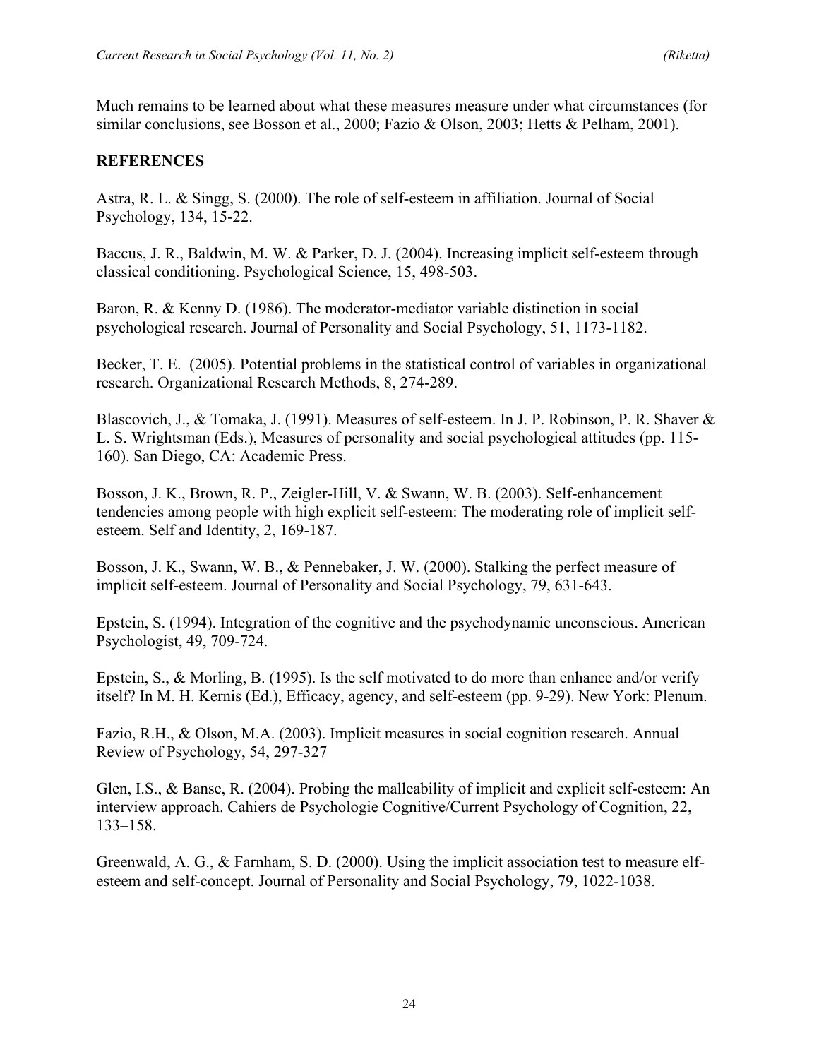Much remains to be learned about what these measures measure under what circumstances (for similar conclusions, see Bosson et al., 2000; Fazio & Olson, 2003; Hetts & Pelham, 2001).

## REFERENCES

Astra, R. L. & Singg, S. (2000). The role of self-esteem in affiliation. Journal of Social Psychology, 134, 15-22.

Baccus, J. R., Baldwin, M. W. & Parker, D. J. (2004). Increasing implicit self-esteem through classical conditioning. Psychological Science, 15, 498-503.

Baron, R. & Kenny D. (1986). The moderator-mediator variable distinction in social psychological research. Journal of Personality and Social Psychology, 51, 1173-1182.

Becker, T. E. (2005). Potential problems in the statistical control of variables in organizational research. Organizational Research Methods, 8, 274-289.

Blascovich, J., & Tomaka, J. (1991). Measures of self-esteem. In J. P. Robinson, P. R. Shaver & L. S. Wrightsman (Eds.), Measures of personality and social psychological attitudes (pp. 115-160). San Diego, CA: Academic Press.

Bosson, J. K., Brown, R. P., Zeigler-Hill, V. & Swann, W. B. (2003). Self-enhancement tendencies among people with high explicit self-esteem: The moderating role of implicit self-esteem. Self and Identity, 2, 169-187.

Bosson, J. K., Swann, W. B., & Pennebaker, J. W. (2000). Stalking the perfect measure of implicit self-esteem. Journal of Personality and Social Psychology, 79, 631-643.

Epstein, S. (1994). Integration of the cognitive and the psychodynamic unconscious. American Psychologist, 49, 709-724.

Epstein, S., & Morling, B. (1995). Is the self motivated to do more than enhance and/or verify itself? In M. H. Kernis (Ed.), Efficacy, agency, and self-esteem (pp. 9-29). New York: Plenum.

Fazio, R.H., & Olson, M.A. (2003). Implicit measures in social cognition research. Annual Review of Psychology, 54, 297-327

Glen, I.S., & Banse, R. (2004). Probing the malleability of implicit and explicit self-esteem: An interview approach. Cahiers de Psychologie Cognitive/Current Psychology of Cognition, 22, 133–158.

Greenwald, A. G., & Farnham, S. D. (2000). Using the implicit association test to measure elf-esteem and self-concept. Journal of Personality and Social Psychology, 79, 1022-1038.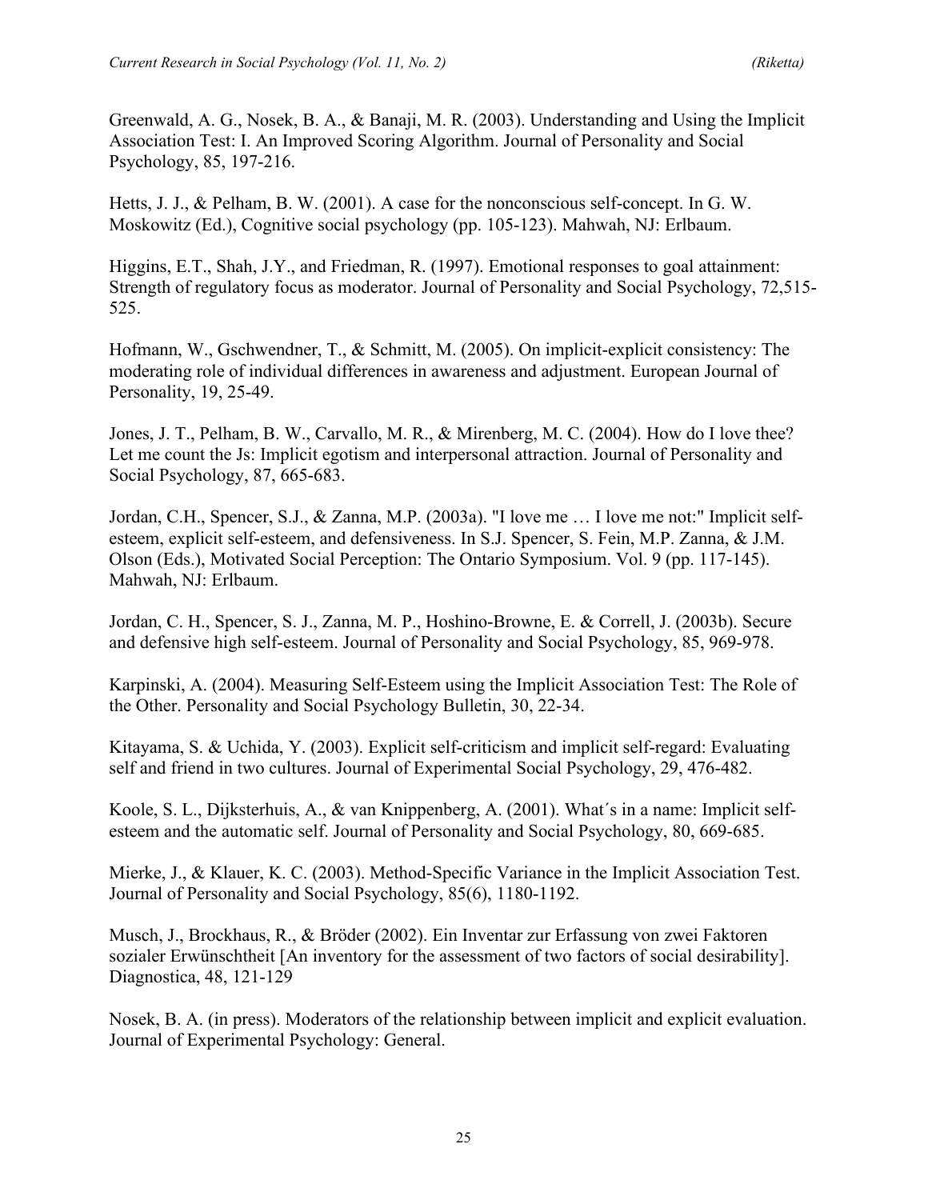Greenwald, A. G., Nosek, B. A., & Banaji, M. R. (2003). Understanding and Using the Implicit Association Test: I. An Improved Scoring Algorithm. Journal of Personality and Social Psychology, 85, 197-216.

Hetts, J. J., & Pelham, B. W. (2001). A case for the nonconscious self-concept. In G. W. Moskowitz (Ed.), Cognitive social psychology (pp. 105-123). Mahwah, NJ: Erlbaum.

Higgins, E.T., Shah, J.Y., and Friedman, R. (1997). Emotional responses to goal attainment: Strength of regulatory focus as moderator. Journal of Personality and Social Psychology, 72,515-525.

Hofmann, W., Gschwendner, T., & Schmitt, M. (2005). On implicit-explicit consistency: The moderating role of individual differences in awareness and adjustment. European Journal of Personality, 19, 25-49.

Jones, J. T., Pelham, B. W., Carvallo, M. R., & Mirenberg, M. C. (2004). How do I love thee? Let me count the Js: Implicit egotism and interpersonal attraction. Journal of Personality and Social Psychology, 87, 665-683.

Jordan, C.H., Spencer, S.J., & Zanna, M.P. (2003a). "I love me … I love me not:" Implicit self-esteem, explicit self-esteem, and defensiveness. In S.J. Spencer, S. Fein, M.P. Zanna, & J.M. Olson (Eds.), Motivated Social Perception: The Ontario Symposium. Vol. 9 (pp. 117-145). Mahwah, NJ: Erlbaum.

Jordan, C. H., Spencer, S. J., Zanna, M. P., Hoshino-Browne, E. & Correll, J. (2003b). Secure and defensive high self-esteem. Journal of Personality and Social Psychology, 85, 969-978.

Karpinski, A. (2004). Measuring Self-Esteem using the Implicit Association Test: The Role of the Other. Personality and Social Psychology Bulletin, 30, 22-34.

Kitayama, S. & Uchida, Y. (2003). Explicit self-criticism and implicit self-regard: Evaluating self and friend in two cultures. Journal of Experimental Social Psychology, 29, 476-482.

Koole, S. L., Dijksterhuis, A., & van Knippenberg, A. (2001). What´s in a name: Implicit self-esteem and the automatic self. Journal of Personality and Social Psychology, 80, 669-685.

Mierke, J., & Klauer, K. C. (2003). Method-Specific Variance in the Implicit Association Test. Journal of Personality and Social Psychology, 85(6), 1180-1192.

Musch, J., Brockhaus, R., & Bröder (2002). Ein Inventar zur Erfassung von zwei Faktoren sozialer Erwünschtheit [An inventory for the assessment of two factors of social desirability]. Diagnostica, 48, 121-129

Nosek, B. A. (in press). Moderators of the relationship between implicit and explicit evaluation. Journal of Experimental Psychology: General.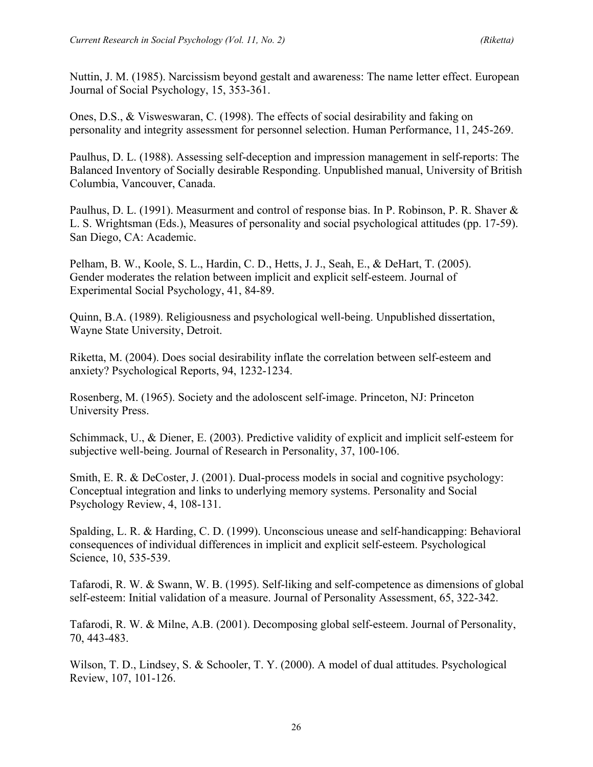Nuttin, J. M. (1985). Narcissism beyond gestalt and awareness: The name letter effect. European Journal of Social Psychology, 15, 353-361.

Ones, D.S., & Visweswaran, C. (1998). The effects of social desirability and faking on personality and integrity assessment for personnel selection. Human Performance, 11, 245-269.

Paulhus, D. L. (1988). Assessing self-deception and impression management in self-reports: The Balanced Inventory of Socially desirable Responding. Unpublished manual, University of British Columbia, Vancouver, Canada.

Paulhus, D. L. (1991). Measurment and control of response bias. In P. Robinson, P. R. Shaver & L. S. Wrightsman (Eds.), Measures of personality and social psychological attitudes (pp. 17-59). San Diego, CA: Academic.

Pelham, B. W., Koole, S. L., Hardin, C. D., Hetts, J. J., Seah, E., & DeHart, T. (2005). Gender moderates the relation between implicit and explicit self-esteem. Journal of Experimental Social Psychology, 41, 84-89.

Quinn, B.A. (1989). Religiousness and psychological well-being. Unpublished dissertation, Wayne State University, Detroit.

Riketta, M. (2004). Does social desirability inflate the correlation between self-esteem and anxiety? Psychological Reports, 94, 1232-1234.

Rosenberg, M. (1965). Society and the adoloscent self-image. Princeton, NJ: Princeton University Press.

Schimmack, U., & Diener, E. (2003). Predictive validity of explicit and implicit self-esteem for subjective well-being. Journal of Research in Personality, 37, 100-106.

Smith, E. R. & DeCoster, J. (2001). Dual-process models in social and cognitive psychology: Conceptual integration and links to underlying memory systems. Personality and Social Psychology Review, 4, 108-131.

Spalding, L. R. & Harding, C. D. (1999). Unconscious unease and self-handicapping: Behavioral consequences of individual differences in implicit and explicit self-esteem. Psychological Science, 10, 535-539.

Tafarodi, R. W. & Swann, W. B. (1995). Self-liking and self-competence as dimensions of global self-esteem: Initial validation of a measure. Journal of Personality Assessment, 65, 322-342.

Tafarodi, R. W. & Milne, A.B. (2001). Decomposing global self-esteem. Journal of Personality, 70, 443-483.

Wilson, T. D., Lindsey, S. & Schooler, T. Y. (2000). A model of dual attitudes. Psychological Review, 107, 101-126.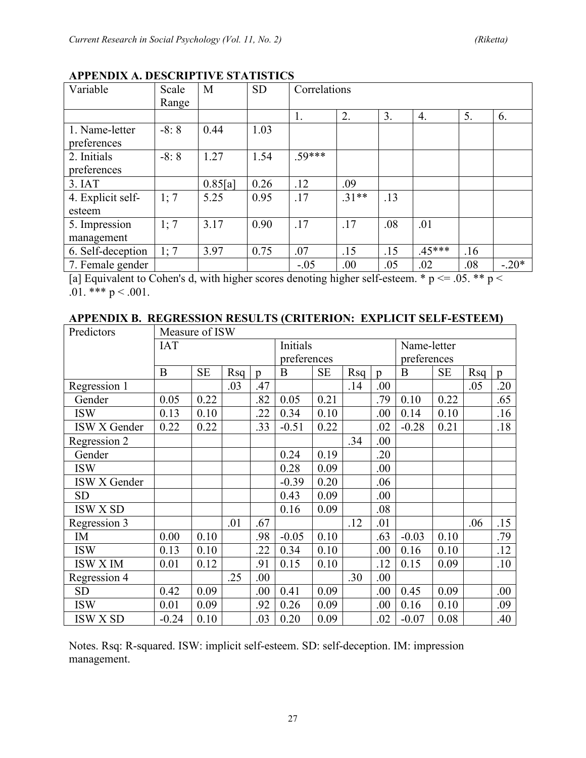## APPENDIX A. DESCRIPTIVE STATISTICS

| Variable | Scale Range | M | SD | Correlations | | | | | |
|---|---|---|---|---|---|---|---|---|---|
| | | | | 1. | 2. | 3. | 4. | 5. | 6. |
| 1. Name-letter preferences | -8: 8 | 0.44 | 1.03 | | | | | | |
| 2. Initials preferences | -8: 8 | 1.27 | 1.54 | .59*** | | | | | |
| 3. IAT | | 0.85[a] | 0.26 | .12 | .09 | | | | |
| 4. Explicit self-esteem | 1; 7 | 5.25 | 0.95 | .17 | .31** | .13 | | | |
| 5. Impression management | 1; 7 | 3.17 | 0.90 | .17 | .17 | .08 | .01 | | |
| 6. Self-deception | 1; 7 | 3.97 | 0.75 | .07 | .15 | .15 | .45*** | .16 | |
| 7. Female gender | | | | -.05 | .00 | .05 | .02 | .08 | -.20* |

[a] Equivalent to Cohen's d, with higher scores denoting higher self-esteem. * $p <= .05$. ** $p < .01$. *** $p < .001$.

## APPENDIX B. REGRESSION RESULTS (CRITERION: EXPLICIT SELF-ESTEEM)

| Predictors | Measure of ISW | | | | | | | | | | | |
|---|---|---|---|---|---|---|---|---|---|---|---|---|
| | IAT | | | | Initials preferences | | | | Name-letter preferences | | | |
| | B | SE | Rsq | p | B | SE | Rsq | p | B | SE | Rsq | p |
| Regression 1 | | | .03 | .47 | | | .14 | .00 | | | .05 | .20 |
| Gender | 0.05 | 0.22 | | .82 | 0.05 | 0.21 | | .79 | 0.10 | 0.22 | | .65 |
| ISW | 0.13 | 0.10 | | .22 | 0.34 | 0.10 | | .00 | 0.14 | 0.10 | | .16 |
| ISW X Gender | 0.22 | 0.22 | | .33 | -0.51 | 0.22 | | .02 | -0.28 | 0.21 | | .18 |
| Regression 2 | | | | | | | .34 | .00 | | | | |
| Gender | | | | | 0.24 | 0.19 | | .20 | | | | |
| ISW | | | | | 0.28 | 0.09 | | .00 | | | | |
| ISW X Gender | | | | | -0.39 | 0.20 | | .06 | | | | |
| SD | | | | | 0.43 | 0.09 | | .00 | | | | |
| ISW X SD | | | | | 0.16 | 0.09 | | .08 | | | | |
| Regression 3 | | | .01 | .67 | | | .12 | .01 | | | .06 | .15 |
| IM | 0.00 | 0.10 | | .98 | -0.05 | 0.10 | | .63 | -0.03 | 0.10 | | .79 |
| ISW | 0.13 | 0.10 | | .22 | 0.34 | 0.10 | | .00 | 0.16 | 0.10 | | .12 |
| ISW X IM | 0.01 | 0.12 | | .91 | 0.15 | 0.10 | | .12 | 0.15 | 0.09 | | .10 |
| Regression 4 | | | .25 | .00 | | | .30 | .00 | | | | |
| SD | 0.42 | 0.09 | | .00 | 0.41 | 0.09 | | .00 | 0.45 | 0.09 | | .00 |
| ISW | 0.01 | 0.09 | | .92 | 0.26 | 0.09 | | .00 | 0.16 | 0.10 | | .09 |
| ISW X SD | -0.24 | 0.10 | | .03 | 0.20 | 0.09 | | .02 | -0.07 | 0.08 | | .40 |

Notes. Rsq: R-squared. ISW: implicit self-esteem. SD: self-deception. IM: impression management.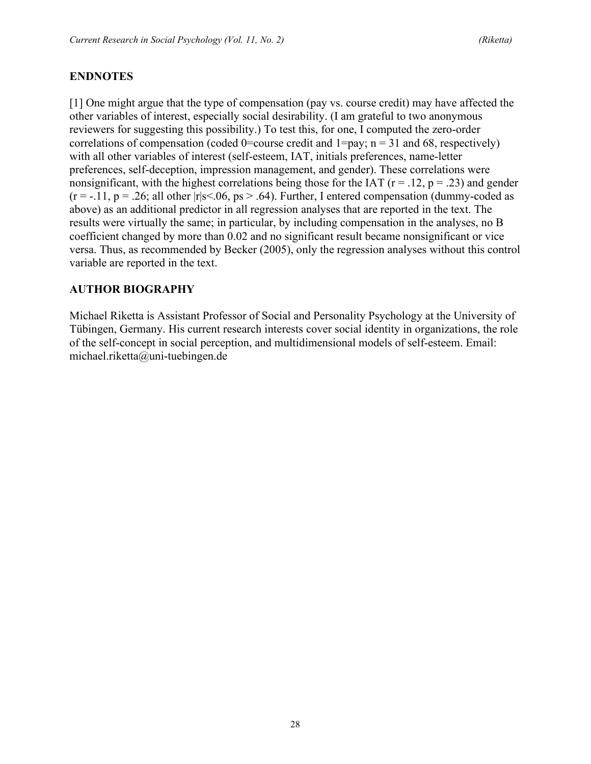## ENDNOTES

[1] One might argue that the type of compensation (pay vs. course credit) may have affected the other variables of interest, especially social desirability. (I am grateful to two anonymous reviewers for suggesting this possibility.) To test this, for one, I computed the zero-order correlations of compensation (coded 0=course credit and 1=pay; $n = 31$ and 68, respectively) with all other variables of interest (self-esteem, IAT, initials preferences, name-letter preferences, self-deception, impression management, and gender). These correlations were nonsignificant, with the highest correlations being those for the IAT ($r = .12$, $p = .23$) and gender ($r = -.11$, $p = .26$; all other $|r|$s$<.06$, ps $> .64$). Further, I entered compensation (dummy-coded as above) as an additional predictor in all regression analyses that are reported in the text. The results were virtually the same; in particular, by including compensation in the analyses, no B coefficient changed by more than 0.02 and no significant result became nonsignificant or vice versa. Thus, as recommended by Becker (2005), only the regression analyses without this control variable are reported in the text.

## AUTHOR BIOGRAPHY

Michael Riketta is Assistant Professor of Social and Personality Psychology at the University of Tübingen, Germany. His current research interests cover social identity in organizations, the role of the self-concept in social perception, and multidimensional models of self-esteem. Email: michael.riketta@uni-tuebingen.de